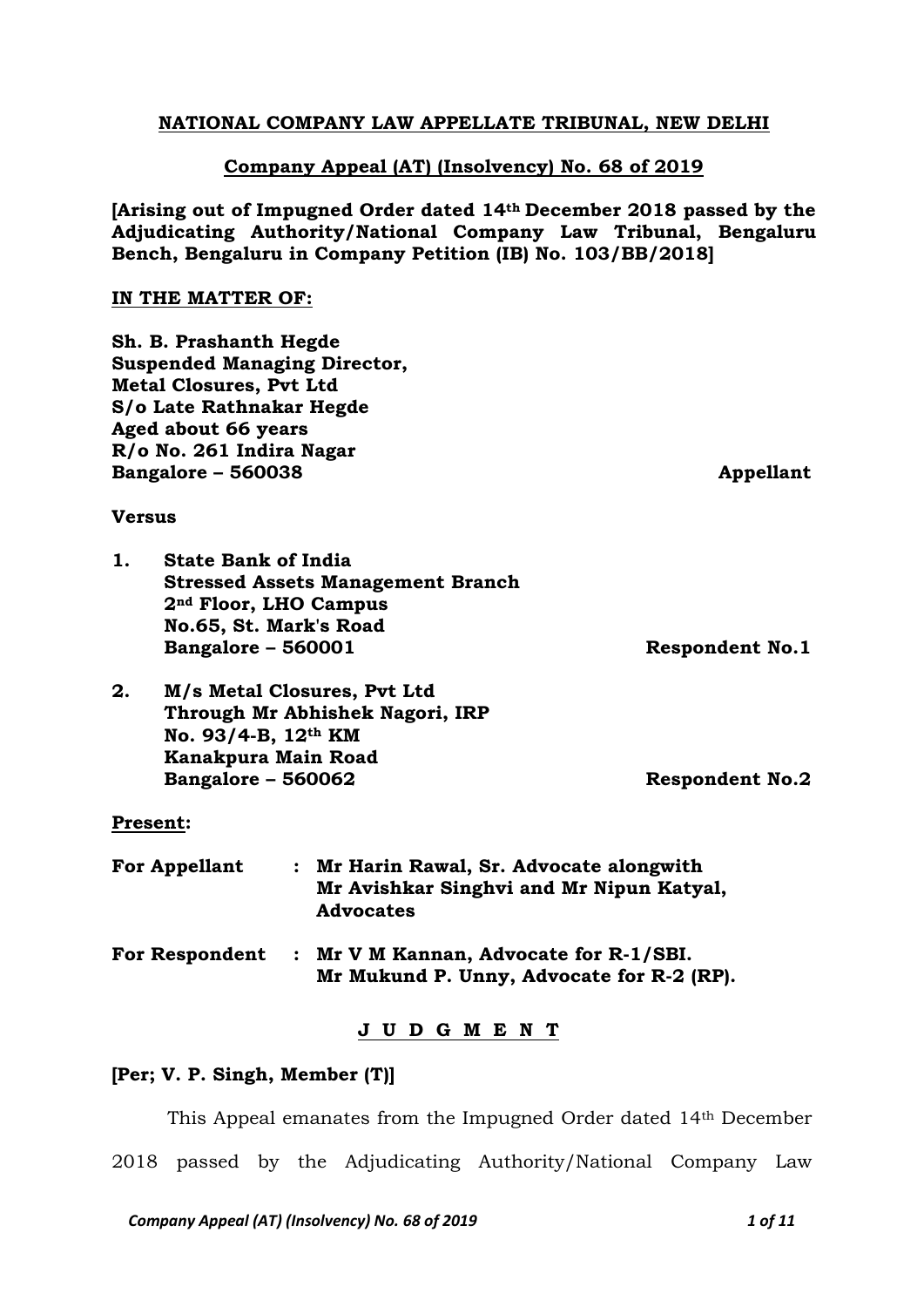**NATIONAL COMPANY LAW APPELLATE TRIBUNAL, NEW DELHI**

**Company Appeal (AT) (Insolvency) No. 68 of 2019**

**[Arising out of Impugned Order dated 14th December 2018 passed by the Adjudicating Authority/National Company Law Tribunal, Bengaluru Bench, Bengaluru in Company Petition (IB) No. 103/BB/2018]**

**IN THE MATTER OF:**

**Sh. B. Prashanth Hegde**
**Suspended Managing Director,**
**Metal Closures, Pvt Ltd**
**S/o Late Rathnakar Hegde**
**Aged about 66 years**
**R/o No. 261 Indira Nagar**
**Bangalore – 560038** **Appellant**

**Versus**

1. **State Bank of India**
   **Stressed Assets Management Branch**
   **2nd Floor, LHO Campus**
   **No.65, St. Mark's Road**
   **Bangalore – 560001** **Respondent No.1**

2. **M/s Metal Closures, Pvt Ltd**
   **Through Mr Abhishek Nagori, IRP**
   **No. 93/4-B, 12th KM**
   **Kanakpura Main Road**
   **Bangalore – 560062** **Respondent No.2**

**Present:**

| | | |
|---|---|---|
| **For Appellant** | : | **Mr Harin Rawal, Sr. Advocate alongwith Mr Avishkar Singhvi and Mr Nipun Katyal, Advocates** |
| **For Respondent** | : | **Mr V M Kannan, Advocate for R-1/SBI. Mr Mukund P. Unny, Advocate for R-2 (RP).** |

**J U D G M E N T**

**[Per; V. P. Singh, Member (T)]**

This Appeal emanates from the Impugned Order dated 14th December 2018 passed by the Adjudicating Authority/National Company Law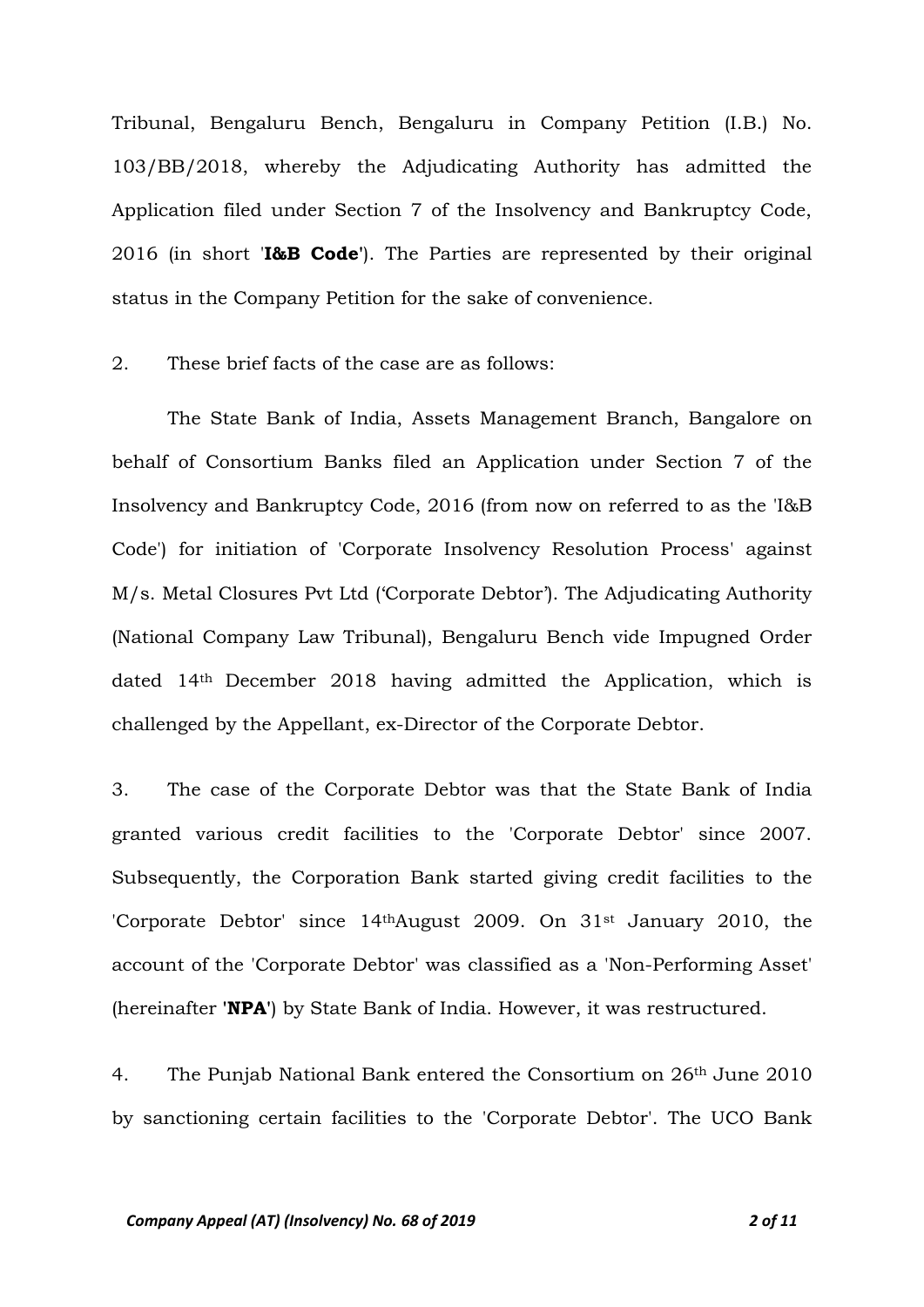Tribunal, Bengaluru Bench, Bengaluru in Company Petition (I.B.) No. 103/BB/2018, whereby the Adjudicating Authority has admitted the Application filed under Section 7 of the Insolvency and Bankruptcy Code, 2016 (in short '**I&B Code**'). The Parties are represented by their original status in the Company Petition for the sake of convenience.

2. These brief facts of the case are as follows:

The State Bank of India, Assets Management Branch, Bangalore on behalf of Consortium Banks filed an Application under Section 7 of the Insolvency and Bankruptcy Code, 2016 (from now on referred to as the 'I&B Code') for initiation of 'Corporate Insolvency Resolution Process' against M/s. Metal Closures Pvt Ltd ('Corporate Debtor'). The Adjudicating Authority (National Company Law Tribunal), Bengaluru Bench vide Impugned Order dated 14th December 2018 having admitted the Application, which is challenged by the Appellant, ex-Director of the Corporate Debtor.

3. The case of the Corporate Debtor was that the State Bank of India granted various credit facilities to the 'Corporate Debtor' since 2007. Subsequently, the Corporation Bank started giving credit facilities to the 'Corporate Debtor' since 14thAugust 2009. On 31st January 2010, the account of the 'Corporate Debtor' was classified as a 'Non-Performing Asset' (hereinafter '**NPA**') by State Bank of India. However, it was restructured.

4. The Punjab National Bank entered the Consortium on 26th June 2010 by sanctioning certain facilities to the 'Corporate Debtor'. The UCO Bank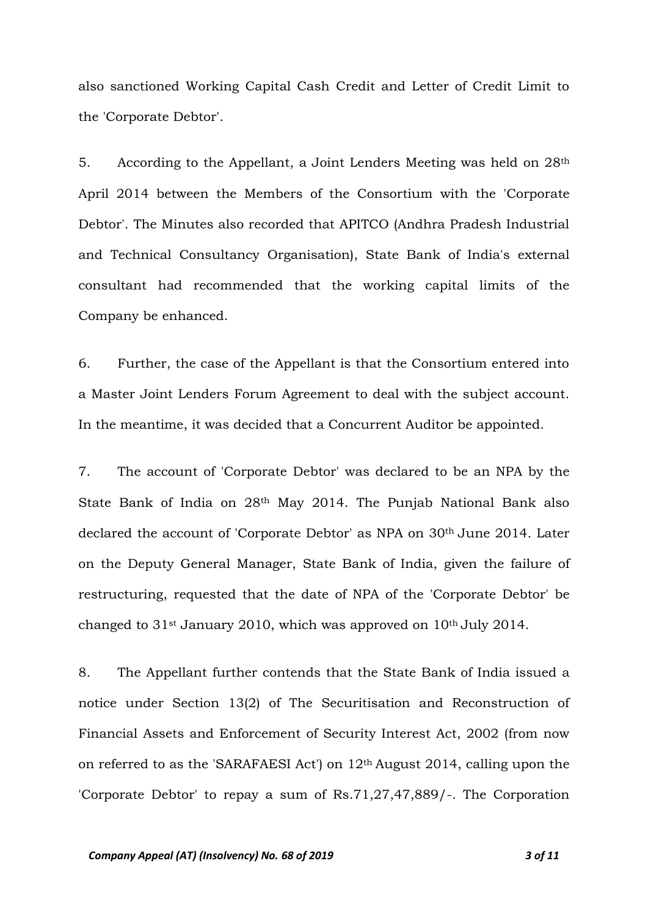also sanctioned Working Capital Cash Credit and Letter of Credit Limit to the 'Corporate Debtor'.

5. According to the Appellant, a Joint Lenders Meeting was held on 28th April 2014 between the Members of the Consortium with the 'Corporate Debtor'. The Minutes also recorded that APITCO (Andhra Pradesh Industrial and Technical Consultancy Organisation), State Bank of India's external consultant had recommended that the working capital limits of the Company be enhanced.

6. Further, the case of the Appellant is that the Consortium entered into a Master Joint Lenders Forum Agreement to deal with the subject account. In the meantime, it was decided that a Concurrent Auditor be appointed.

7. The account of 'Corporate Debtor' was declared to be an NPA by the State Bank of India on 28th May 2014. The Punjab National Bank also declared the account of 'Corporate Debtor' as NPA on 30th June 2014. Later on the Deputy General Manager, State Bank of India, given the failure of restructuring, requested that the date of NPA of the 'Corporate Debtor' be changed to 31st January 2010, which was approved on 10th July 2014.

8. The Appellant further contends that the State Bank of India issued a notice under Section 13(2) of The Securitisation and Reconstruction of Financial Assets and Enforcement of Security Interest Act, 2002 (from now on referred to as the 'SARAFAESI Act') on 12th August 2014, calling upon the 'Corporate Debtor' to repay a sum of Rs.71,27,47,889/-. The Corporation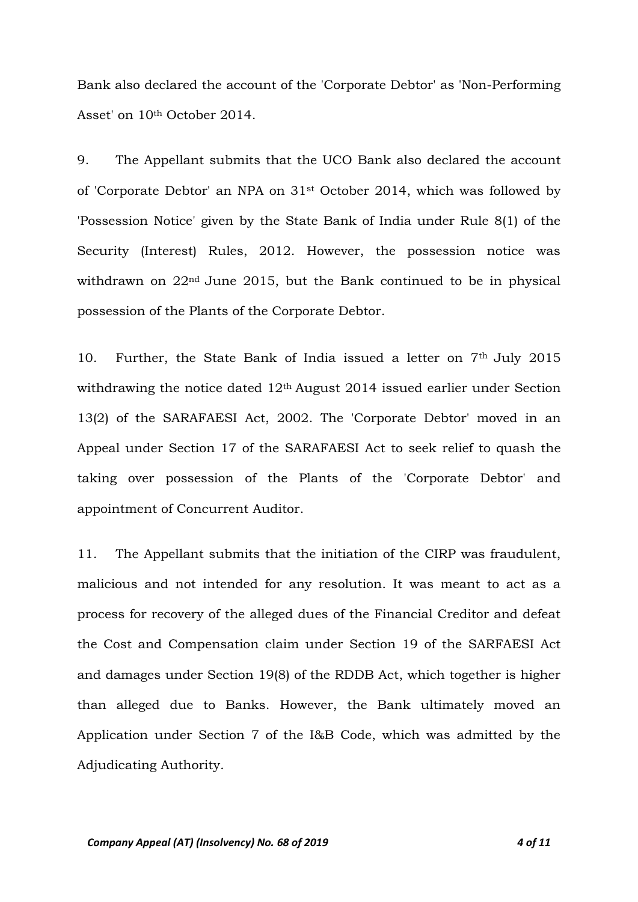Bank also declared the account of the 'Corporate Debtor' as 'Non-Performing Asset' on 10th October 2014.

9. The Appellant submits that the UCO Bank also declared the account of 'Corporate Debtor' an NPA on 31st October 2014, which was followed by 'Possession Notice' given by the State Bank of India under Rule 8(1) of the Security (Interest) Rules, 2012. However, the possession notice was withdrawn on 22nd June 2015, but the Bank continued to be in physical possession of the Plants of the Corporate Debtor.

10. Further, the State Bank of India issued a letter on 7th July 2015 withdrawing the notice dated 12th August 2014 issued earlier under Section 13(2) of the SARAFAESI Act, 2002. The 'Corporate Debtor' moved in an Appeal under Section 17 of the SARAFAESI Act to seek relief to quash the taking over possession of the Plants of the 'Corporate Debtor' and appointment of Concurrent Auditor.

11. The Appellant submits that the initiation of the CIRP was fraudulent, malicious and not intended for any resolution. It was meant to act as a process for recovery of the alleged dues of the Financial Creditor and defeat the Cost and Compensation claim under Section 19 of the SARFAESI Act and damages under Section 19(8) of the RDDB Act, which together is higher than alleged due to Banks. However, the Bank ultimately moved an Application under Section 7 of the I&B Code, which was admitted by the Adjudicating Authority.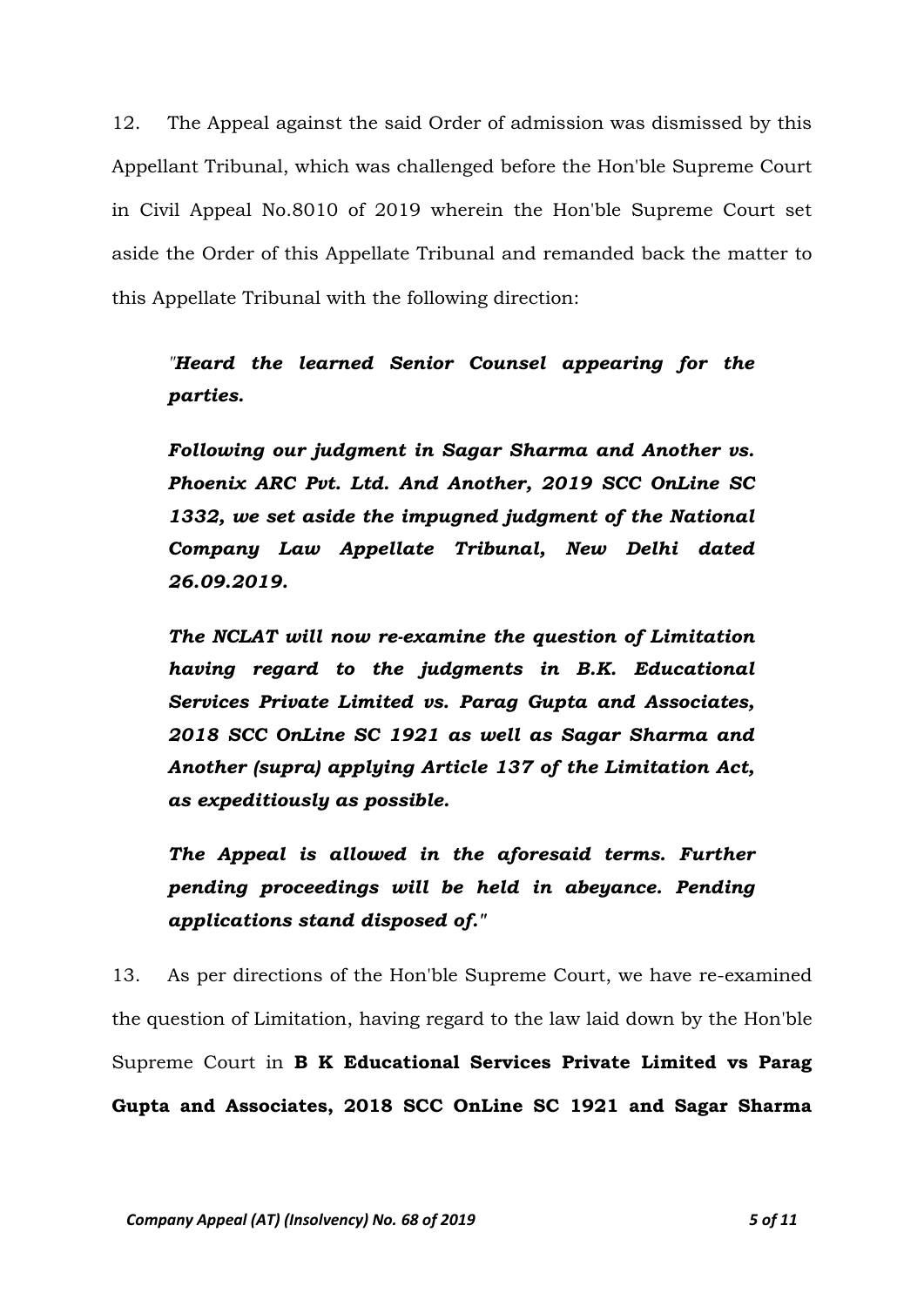12. The Appeal against the said Order of admission was dismissed by this Appellant Tribunal, which was challenged before the Hon'ble Supreme Court in Civil Appeal No.8010 of 2019 wherein the Hon'ble Supreme Court set aside the Order of this Appellate Tribunal and remanded back the matter to this Appellate Tribunal with the following direction:

> *"**Heard the learned Senior Counsel appearing for the parties.***
>
> ***Following our judgment in Sagar Sharma and Another vs. Phoenix ARC Pvt. Ltd. And Another, 2019 SCC OnLine SC 1332, we set aside the impugned judgment of the National Company Law Appellate Tribunal, New Delhi dated 26.09.2019.***
>
> ***The NCLAT will now re-examine the question of Limitation having regard to the judgments in B.K. Educational Services Private Limited vs. Parag Gupta and Associates, 2018 SCC OnLine SC 1921 as well as Sagar Sharma and Another (supra) applying Article 137 of the Limitation Act, as expeditiously as possible.***
>
> ***The Appeal is allowed in the aforesaid terms. Further pending proceedings will be held in abeyance. Pending applications stand disposed of."***

13. As per directions of the Hon'ble Supreme Court, we have re-examined the question of Limitation, having regard to the law laid down by the Hon'ble Supreme Court in **B K Educational Services Private Limited vs Parag Gupta and Associates, 2018 SCC OnLine SC 1921 and Sagar Sharma**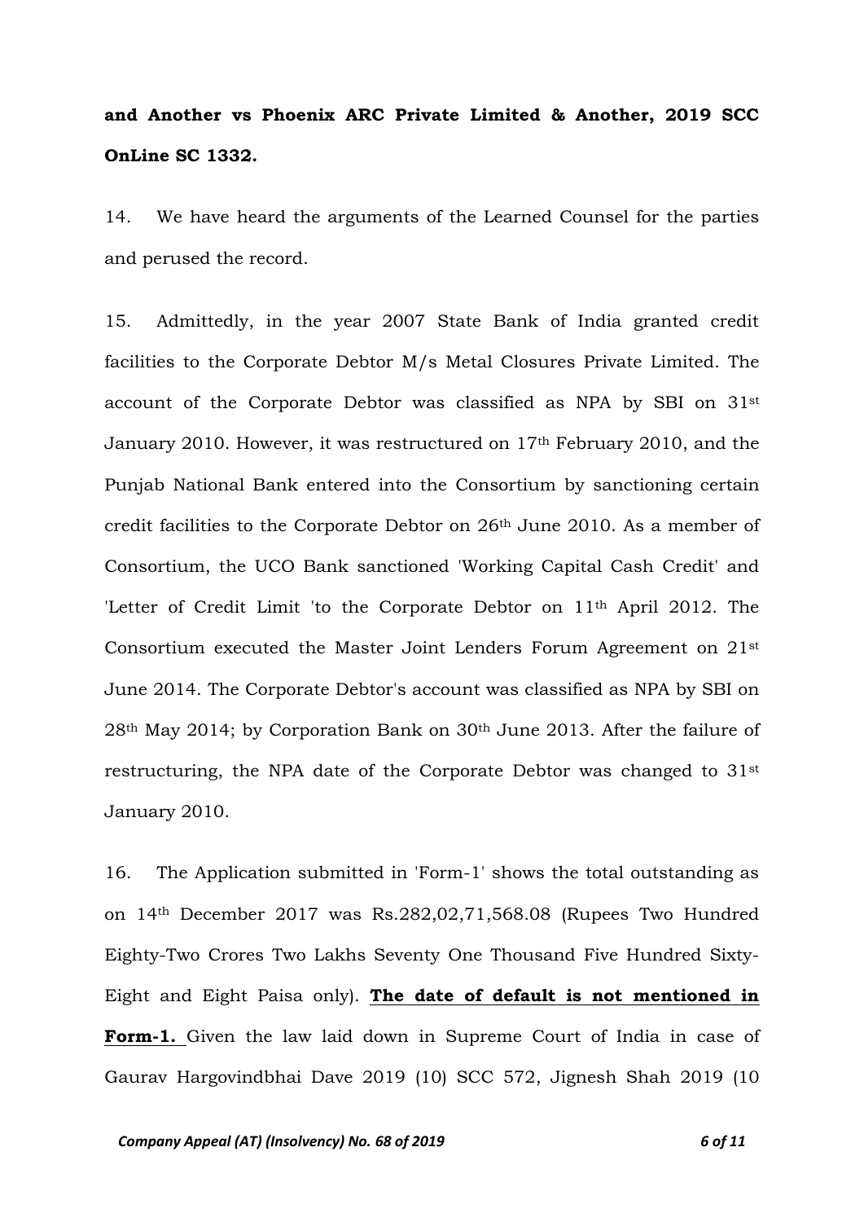**and Another vs Phoenix ARC Private Limited & Another, 2019 SCC OnLine SC 1332.**

14. We have heard the arguments of the Learned Counsel for the parties and perused the record.

15. Admittedly, in the year 2007 State Bank of India granted credit facilities to the Corporate Debtor M/s Metal Closures Private Limited. The account of the Corporate Debtor was classified as NPA by SBI on 31st January 2010. However, it was restructured on 17th February 2010, and the Punjab National Bank entered into the Consortium by sanctioning certain credit facilities to the Corporate Debtor on 26th June 2010. As a member of Consortium, the UCO Bank sanctioned 'Working Capital Cash Credit' and 'Letter of Credit Limit 'to the Corporate Debtor on 11th April 2012. The Consortium executed the Master Joint Lenders Forum Agreement on 21st June 2014. The Corporate Debtor's account was classified as NPA by SBI on 28th May 2014; by Corporation Bank on 30th June 2013. After the failure of restructuring, the NPA date of the Corporate Debtor was changed to 31st January 2010.

16. The Application submitted in 'Form-1' shows the total outstanding as on 14th December 2017 was Rs.282,02,71,568.08 (Rupees Two Hundred Eighty-Two Crores Two Lakhs Seventy One Thousand Five Hundred Sixty-Eight and Eight Paisa only). **The date of default is not mentioned in Form-1.** Given the law laid down in Supreme Court of India in case of Gaurav Hargovindbhai Dave 2019 (10) SCC 572, Jignesh Shah 2019 (10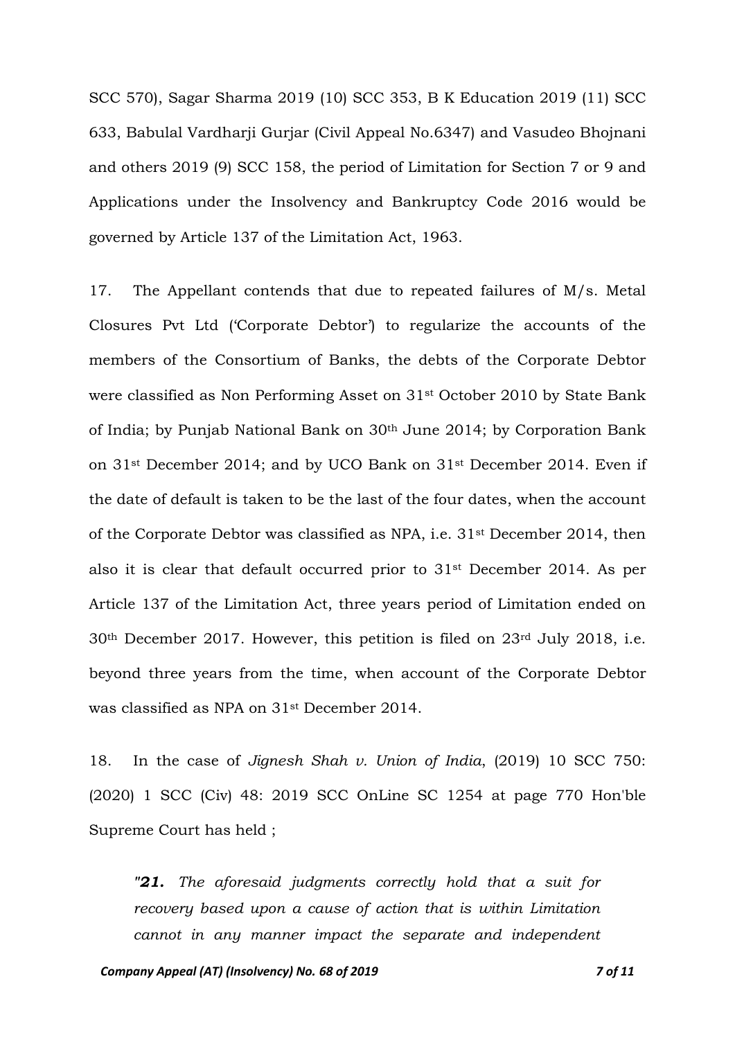SCC 570), Sagar Sharma 2019 (10) SCC 353, B K Education 2019 (11) SCC 633, Babulal Vardharji Gurjar (Civil Appeal No.6347) and Vasudeo Bhojnani and others 2019 (9) SCC 158, the period of Limitation for Section 7 or 9 and Applications under the Insolvency and Bankruptcy Code 2016 would be governed by Article 137 of the Limitation Act, 1963.

17. The Appellant contends that due to repeated failures of M/s. Metal Closures Pvt Ltd ('Corporate Debtor') to regularize the accounts of the members of the Consortium of Banks, the debts of the Corporate Debtor were classified as Non Performing Asset on 31st October 2010 by State Bank of India; by Punjab National Bank on 30th June 2014; by Corporation Bank on 31st December 2014; and by UCO Bank on 31st December 2014. Even if the date of default is taken to be the last of the four dates, when the account of the Corporate Debtor was classified as NPA, i.e. 31st December 2014, then also it is clear that default occurred prior to 31st December 2014. As per Article 137 of the Limitation Act, three years period of Limitation ended on 30th December 2017. However, this petition is filed on 23rd July 2018, i.e. beyond three years from the time, when account of the Corporate Debtor was classified as NPA on 31st December 2014.

18. In the case of *Jignesh Shah v. Union of India*, (2019) 10 SCC 750: (2020) 1 SCC (Civ) 48: 2019 SCC OnLine SC 1254 at page 770 Hon'ble Supreme Court has held ;

> *"**21.** The aforesaid judgments correctly hold that a suit for recovery based upon a cause of action that is within Limitation cannot in any manner impact the separate and independent*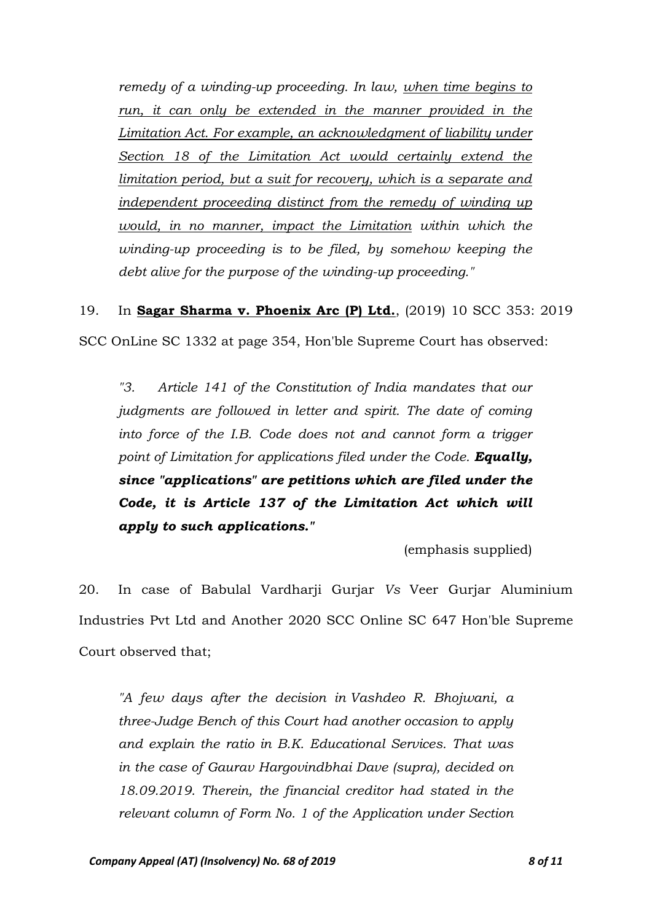*remedy of a winding-up proceeding. In law, <u>when time begins to run, it can only be extended in the manner provided in the Limitation Act. For example, an acknowledgment of liability under Section 18 of the Limitation Act would certainly extend the limitation period, but a suit for recovery, which is a separate and independent proceeding distinct from the remedy of winding up would, in no manner, impact the Limitation</u> within which the winding-up proceeding is to be filed, by somehow keeping the debt alive for the purpose of the winding-up proceeding."*

19. In **<u>Sagar Sharma v. Phoenix Arc (P) Ltd.</u>**, (2019) 10 SCC 353: 2019 SCC OnLine SC 1332 at page 354, Hon'ble Supreme Court has observed:

> *"3. Article 141 of the Constitution of India mandates that our judgments are followed in letter and spirit. The date of coming into force of the I.B. Code does not and cannot form a trigger point of Limitation for applications filed under the Code.* ***Equally, since "applications" are petitions which are filed under the Code, it is Article 137 of the Limitation Act which will apply to such applications."***
>
> (emphasis supplied)

20. In case of Babulal Vardharji Gurjar *Vs* Veer Gurjar Aluminium Industries Pvt Ltd and Another 2020 SCC Online SC 647 Hon'ble Supreme Court observed that;

> *"A few days after the decision in Vashdeo R. Bhojwani, a three-Judge Bench of this Court had another occasion to apply and explain the ratio in B.K. Educational Services. That was in the case of Gaurav Hargovindbhai Dave (supra), decided on 18.09.2019. Therein, the financial creditor had stated in the relevant column of Form No. 1 of the Application under Section*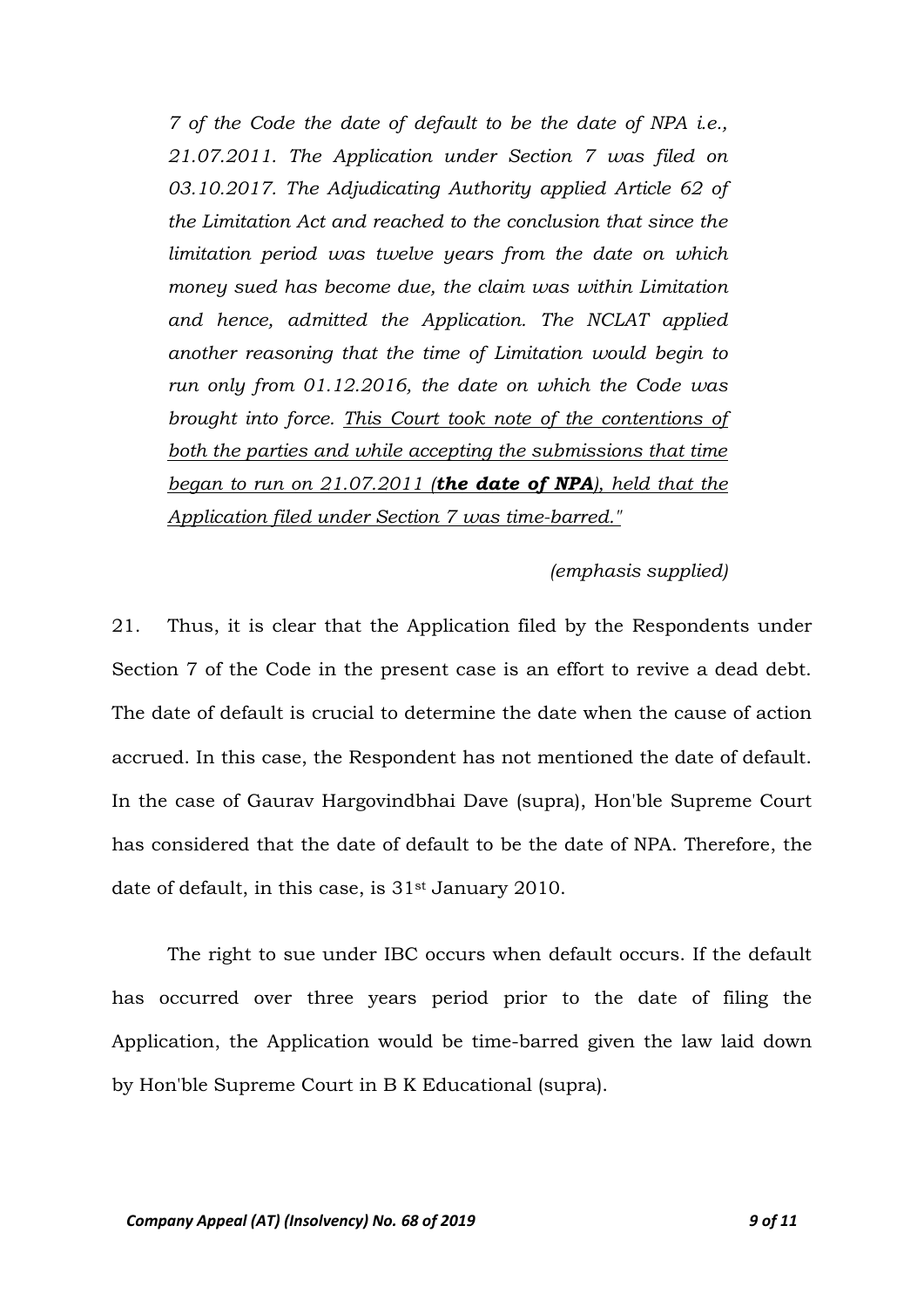*7 of the Code the date of default to be the date of NPA i.e., 21.07.2011. The Application under Section 7 was filed on 03.10.2017. The Adjudicating Authority applied Article 62 of the Limitation Act and reached to the conclusion that since the limitation period was twelve years from the date on which money sued has become due, the claim was within Limitation and hence, admitted the Application. The NCLAT applied another reasoning that the time of Limitation would begin to run only from 01.12.2016, the date on which the Code was brought into force. <u>This Court took note of the contentions of both the parties and while accepting the submissions that time began to run on 21.07.2011 (**the date of NPA**), held that the Application filed under Section 7 was time-barred."</u>*

*(emphasis supplied)*

21. Thus, it is clear that the Application filed by the Respondents under Section 7 of the Code in the present case is an effort to revive a dead debt. The date of default is crucial to determine the date when the cause of action accrued. In this case, the Respondent has not mentioned the date of default. In the case of Gaurav Hargovindbhai Dave (supra), Hon'ble Supreme Court has considered that the date of default to be the date of NPA. Therefore, the date of default, in this case, is 31st January 2010.

The right to sue under IBC occurs when default occurs. If the default has occurred over three years period prior to the date of filing the Application, the Application would be time-barred given the law laid down by Hon'ble Supreme Court in B K Educational (supra).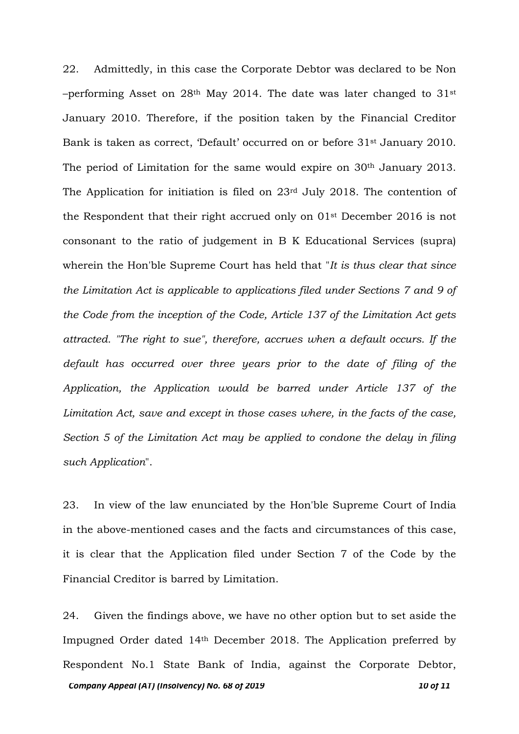22. Admittedly, in this case the Corporate Debtor was declared to be Non –performing Asset on 28th May 2014. The date was later changed to 31st January 2010. Therefore, if the position taken by the Financial Creditor Bank is taken as correct, 'Default' occurred on or before 31st January 2010. The period of Limitation for the same would expire on 30th January 2013. The Application for initiation is filed on 23rd July 2018. The contention of the Respondent that their right accrued only on 01st December 2016 is not consonant to the ratio of judgement in B K Educational Services (supra) wherein the Hon'ble Supreme Court has held that "*It is thus clear that since the Limitation Act is applicable to applications filed under Sections 7 and 9 of the Code from the inception of the Code, Article 137 of the Limitation Act gets attracted. "The right to sue", therefore, accrues when a default occurs. If the default has occurred over three years prior to the date of filing of the Application, the Application would be barred under Article 137 of the Limitation Act, save and except in those cases where, in the facts of the case, Section 5 of the Limitation Act may be applied to condone the delay in filing such Application*".

23. In view of the law enunciated by the Hon'ble Supreme Court of India in the above-mentioned cases and the facts and circumstances of this case, it is clear that the Application filed under Section 7 of the Code by the Financial Creditor is barred by Limitation.

24. Given the findings above, we have no other option but to set aside the Impugned Order dated 14th December 2018. The Application preferred by Respondent No.1 State Bank of India, against the Corporate Debtor,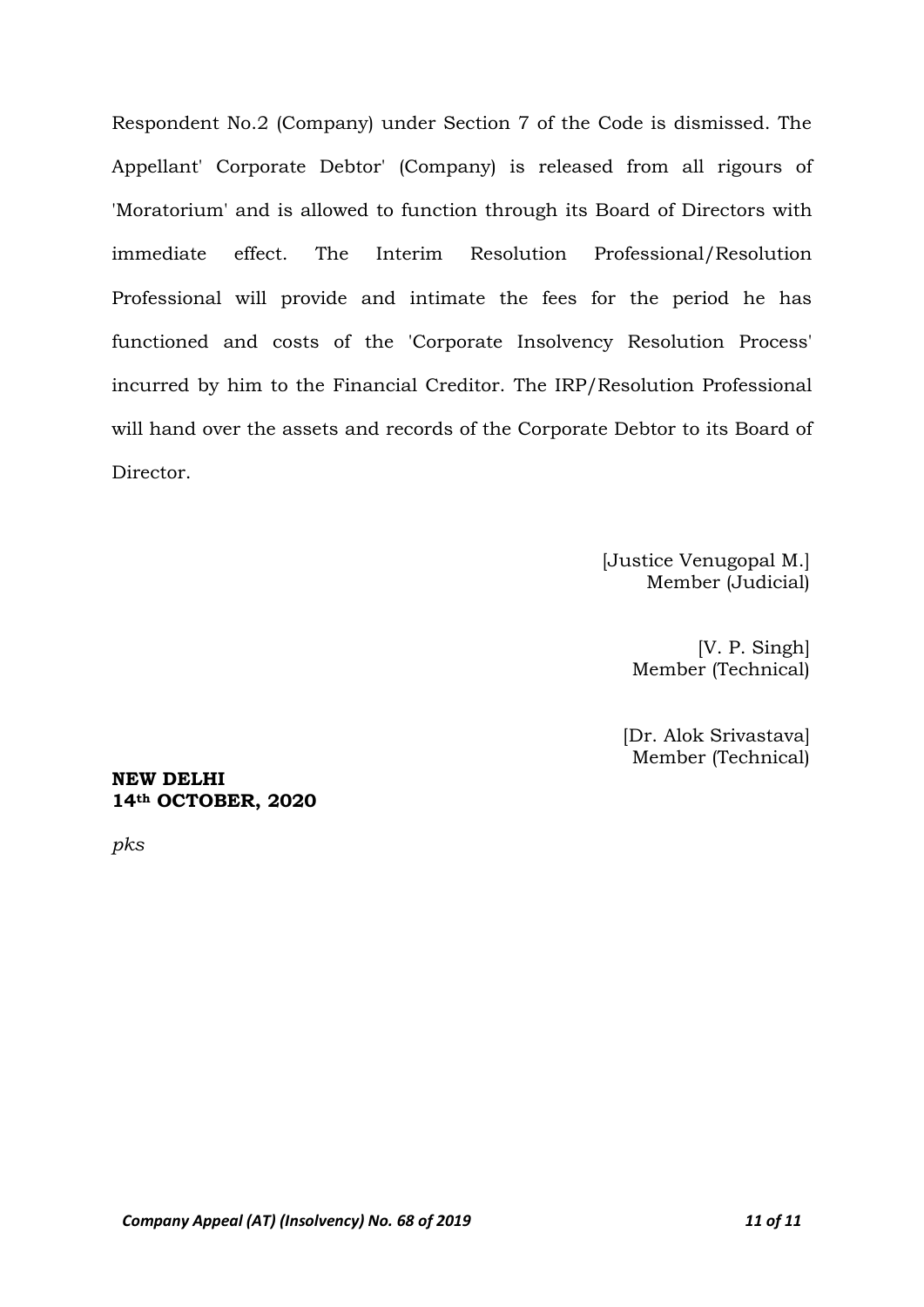Respondent No.2 (Company) under Section 7 of the Code is dismissed. The Appellant' Corporate Debtor' (Company) is released from all rigours of 'Moratorium' and is allowed to function through its Board of Directors with immediate effect. The Interim Resolution Professional/Resolution Professional will provide and intimate the fees for the period he has functioned and costs of the 'Corporate Insolvency Resolution Process' incurred by him to the Financial Creditor. The IRP/Resolution Professional will hand over the assets and records of the Corporate Debtor to its Board of Director.

[Justice Venugopal M.]
Member (Judicial)

[V. P. Singh]
Member (Technical)

[Dr. Alok Srivastava]
Member (Technical)

**NEW DELHI**
**14th OCTOBER, 2020**

*pks*